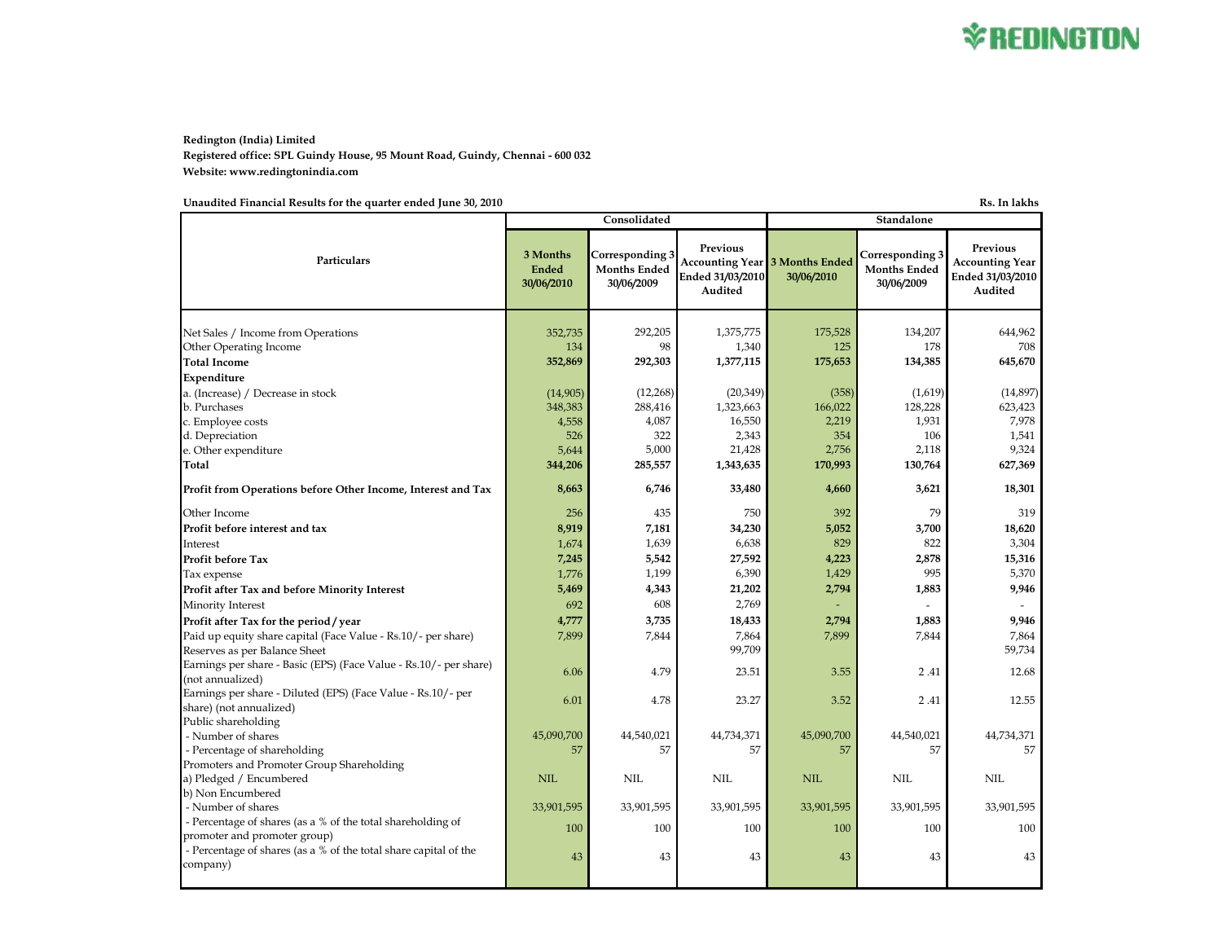REDINGTON

**Redington (India) Limited**
**Registered office: SPL Guindy House, 95 Mount Road, Guindy, Chennai - 600 032**
**Website: www.redingtonindia.com**

**Unaudited Financial Results for the quarter ended June 30, 2010** — **Rs. In lakhs**

| Particulars | Consolidated | | | Standalone | | |
|---|---|---|---|---|---|---|
| | 3 Months Ended 30/06/2010 | Corresponding 3 Months Ended 30/06/2009 | Previous Accounting Year Ended 31/03/2010 Audited | 3 Months Ended 30/06/2010 | Corresponding 3 Months Ended 30/06/2009 | Previous Accounting Year Ended 31/03/2010 Audited |
| Net Sales / Income from Operations | 352,735 | 292,205 | 1,375,775 | 175,528 | 134,207 | 644,962 |
| Other Operating Income | 134 | 98 | 1,340 | 125 | 178 | 708 |
| **Total Income** | **352,869** | **292,303** | **1,377,115** | **175,653** | **134,385** | **645,670** |
| **Expenditure** | | | | | | |
| a. (Increase) / Decrease in stock | (14,905) | (12,268) | (20,349) | (358) | (1,619) | (14,897) |
| b. Purchases | 348,383 | 288,416 | 1,323,663 | 166,022 | 128,228 | 623,423 |
| c. Employee costs | 4,558 | 4,087 | 16,550 | 2,219 | 1,931 | 7,978 |
| d. Depreciation | 526 | 322 | 2,343 | 354 | 106 | 1,541 |
| e. Other expenditure | 5,644 | 5,000 | 21,428 | 2,756 | 2,118 | 9,324 |
| **Total** | **344,206** | **285,557** | **1,343,635** | **170,993** | **130,764** | **627,369** |
| **Profit from Operations before Other Income, Interest and Tax** | **8,663** | **6,746** | **33,480** | **4,660** | **3,621** | **18,301** |
| Other Income | 256 | 435 | 750 | 392 | 79 | 319 |
| **Profit before interest and tax** | **8,919** | **7,181** | **34,230** | **5,052** | **3,700** | **18,620** |
| Interest | 1,674 | 1,639 | 6,638 | 829 | 822 | 3,304 |
| **Profit before Tax** | **7,245** | **5,542** | **27,592** | **4,223** | **2,878** | **15,316** |
| Tax expense | 1,776 | 1,199 | 6,390 | 1,429 | 995 | 5,370 |
| **Profit after Tax and before Minority Interest** | **5,469** | **4,343** | **21,202** | **2,794** | **1,883** | **9,946** |
| Minority Interest | 692 | 608 | 2,769 | - | - | - |
| **Profit after Tax for the period / year** | **4,777** | **3,735** | **18,433** | **2,794** | **1,883** | **9,946** |
| Paid up equity share capital (Face Value - Rs.10/- per share) | 7,899 | 7,844 | 7,864 | 7,899 | 7,844 | 7,864 |
| Reserves as per Balance Sheet | | | 99,709 | | | 59,734 |
| Earnings per share - Basic (EPS) (Face Value - Rs.10/- per share) (not annualized) | 6.06 | 4.79 | 23.51 | 3.55 | 2 .41 | 12.68 |
| Earnings per share - Diluted (EPS) (Face Value - Rs.10/- per share) (not annualized) | 6.01 | 4.78 | 23.27 | 3.52 | 2 .41 | 12.55 |
| Public shareholding | | | | | | |
| - Number of shares | 45,090,700 | 44,540,021 | 44,734,371 | 45,090,700 | 44,540,021 | 44,734,371 |
| - Percentage of shareholding | 57 | 57 | 57 | 57 | 57 | 57 |
| Promoters and Promoter Group Shareholding | | | | | | |
| a) Pledged / Encumbered | NIL | NIL | NIL | NIL | NIL | NIL |
| b) Non Encumbered | | | | | | |
| - Number of shares | 33,901,595 | 33,901,595 | 33,901,595 | 33,901,595 | 33,901,595 | 33,901,595 |
| - Percentage of shares (as a % of the total shareholding of promoter and promoter group) | 100 | 100 | 100 | 100 | 100 | 100 |
| - Percentage of shares (as a % of the total share capital of the company) | 43 | 43 | 43 | 43 | 43 | 43 |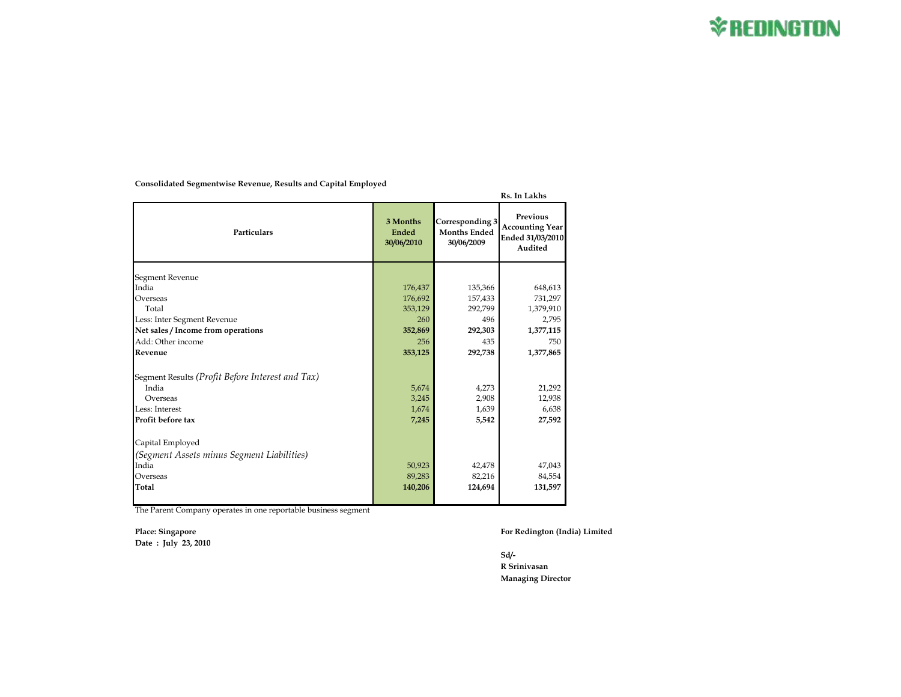**Consolidated Segmentwise Revenue, Results and Capital Employed**

Rs. In Lakhs

| Particulars | 3 Months Ended 30/06/2010 | Corresponding 3 Months Ended 30/06/2009 | Previous Accounting Year Ended 31/03/2010 Audited |
|---|---|---|---|
| Segment Revenue | | | |
| India | 176,437 | 135,366 | 648,613 |
| Overseas | 176,692 | 157,433 | 731,297 |
| Total | 353,129 | 292,799 | 1,379,910 |
| Less: Inter Segment Revenue | 260 | 496 | 2,795 |
| **Net sales / Income from operations** | **352,869** | **292,303** | **1,377,115** |
| Add: Other income | 256 | 435 | 750 |
| **Revenue** | **353,125** | **292,738** | **1,377,865** |
| Segment Results *(Profit Before Interest and Tax)* | | | |
| India | 5,674 | 4,273 | 21,292 |
| Overseas | 3,245 | 2,908 | 12,938 |
| Less: Interest | 1,674 | 1,639 | 6,638 |
| **Profit before tax** | **7,245** | **5,542** | **27,592** |
| Capital Employed *(Segment Assets minus Segment Liabilities)* | | | |
| India | 50,923 | 42,478 | 47,043 |
| Overseas | 89,283 | 82,216 | 84,554 |
| **Total** | **140,206** | **124,694** | **131,597** |

The Parent Company operates in one reportable business segment

**Place: Singapore**
**Date : July 23, 2010**

**For Redington (India) Limited**

**Sd/-**
**R Srinivasan**
**Managing Director**